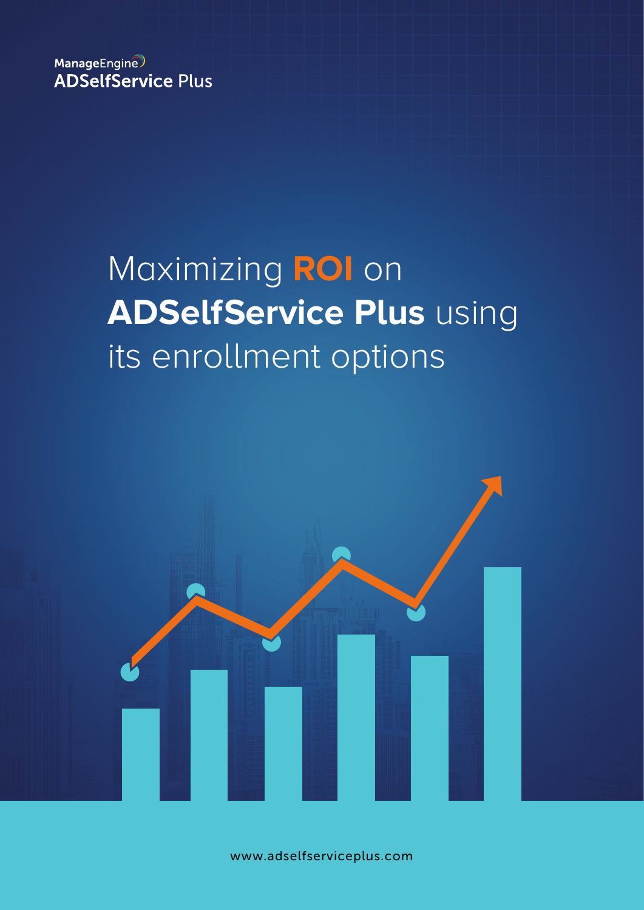ManageEngine ADSelfService Plus

# Maximizing **ROI** on **ADSelfService Plus** using its enrollment options

www.adselfserviceplus.com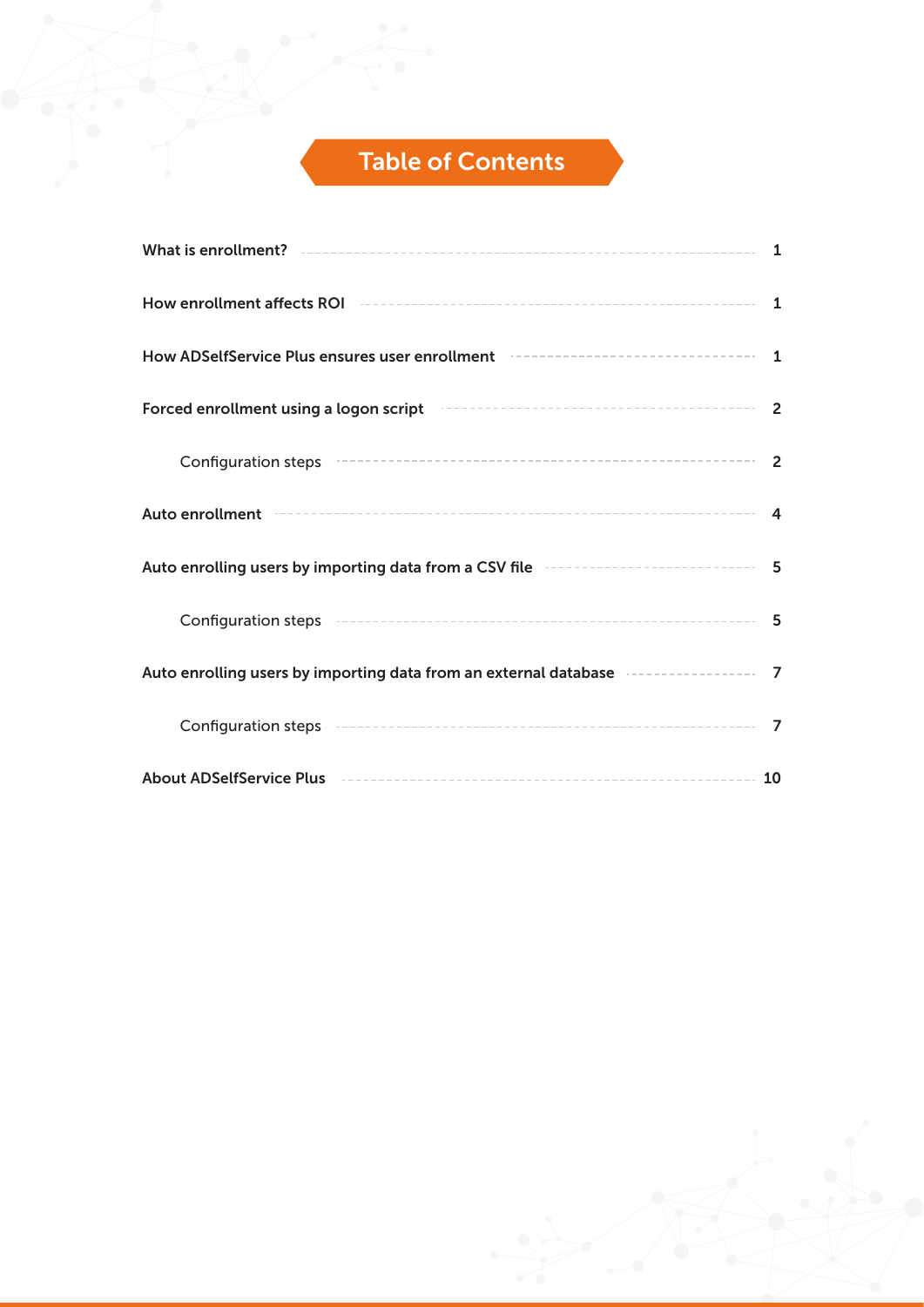# Table of Contents

| | |
|---|---|
| **What is enrollment?** | 1 |
| **How enrollment affects ROI** | 1 |
| **How ADSelfService Plus ensures user enrollment** | 1 |
| **Forced enrollment using a logon script** | 2 |
| Configuration steps | 2 |
| **Auto enrollment** | 4 |
| **Auto enrolling users by importing data from a CSV file** | 5 |
| Configuration steps | 5 |
| **Auto enrolling users by importing data from an external database** | 7 |
| Configuration steps | 7 |
| **About ADSelfService Plus** | 10 |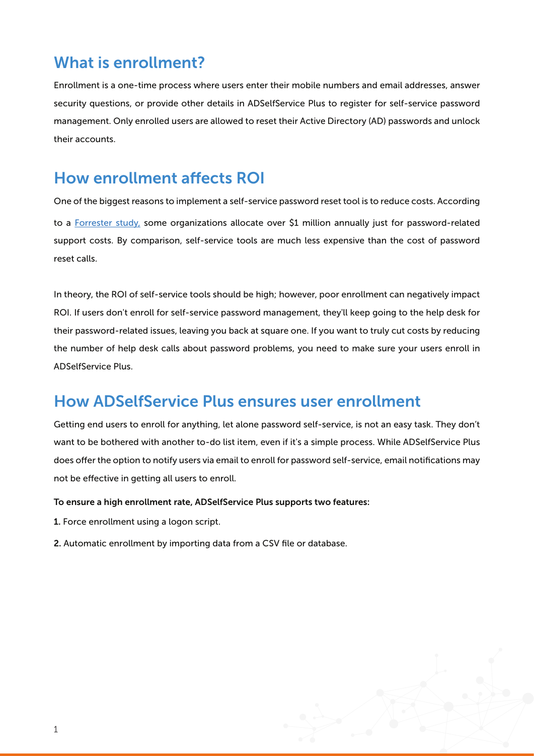## What is enrollment?

Enrollment is a one-time process where users enter their mobile numbers and email addresses, answer security questions, or provide other details in ADSelfService Plus to register for self-service password management. Only enrolled users are allowed to reset their Active Directory (AD) passwords and unlock their accounts.

## How enrollment affects ROI

One of the biggest reasons to implement a self-service password reset tool is to reduce costs. According to a Forrester study, some organizations allocate over $1 million annually just for password-related support costs. By comparison, self-service tools are much less expensive than the cost of password reset calls.

In theory, the ROI of self-service tools should be high; however, poor enrollment can negatively impact ROI. If users don't enroll for self-service password management, they'll keep going to the help desk for their password-related issues, leaving you back at square one. If you want to truly cut costs by reducing the number of help desk calls about password problems, you need to make sure your users enroll in ADSelfService Plus.

## How ADSelfService Plus ensures user enrollment

Getting end users to enroll for anything, let alone password self-service, is not an easy task. They don't want to be bothered with another to-do list item, even if it's a simple process. While ADSelfService Plus does offer the option to notify users via email to enroll for password self-service, email notifications may not be effective in getting all users to enroll.

**To ensure a high enrollment rate, ADSelfService Plus supports two features:**

1. Force enrollment using a logon script.
2. Automatic enrollment by importing data from a CSV file or database.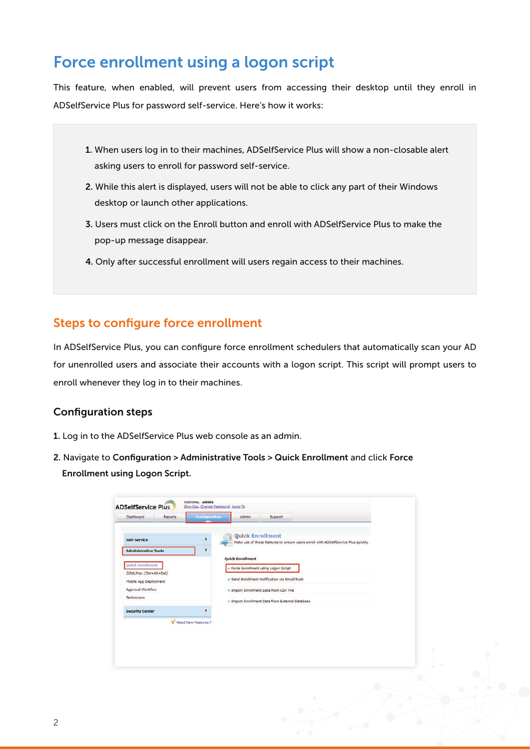# Force enrollment using a logon script

This feature, when enabled, will prevent users from accessing their desktop until they enroll in ADSelfService Plus for password self-service. Here's how it works:

1. When users log in to their machines, ADSelfService Plus will show a non-closable alert asking users to enroll for password self-service.
2. While this alert is displayed, users will not be able to click any part of their Windows desktop or launch other applications.
3. Users must click on the Enroll button and enroll with ADSelfService Plus to make the pop-up message disappear.
4. Only after successful enrollment will users regain access to their machines.

## Steps to configure force enrollment

In ADSelfService Plus, you can configure force enrollment schedulers that automatically scan your AD for unenrolled users and associate their accounts with a logon script. This script will prompt users to enroll whenever they log in to their machines.

### Configuration steps

1. Log in to the ADSelfService Plus web console as an admin.
2. Navigate to **Configuration** > **Administrative Tools** > **Quick Enrollment** and click **Force Enrollment using Logon Script.**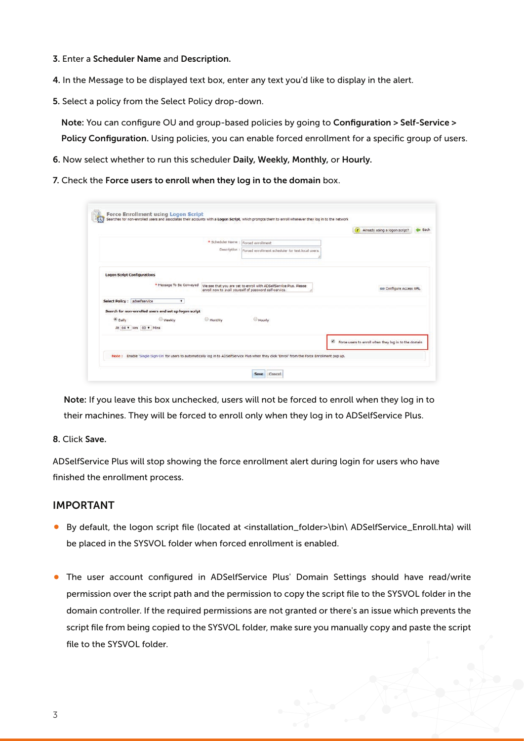3. Enter a **Scheduler Name** and **Description.**

4. In the Message to be displayed text box, enter any text you'd like to display in the alert.

5. Select a policy from the Select Policy drop-down.

   **Note:** You can configure OU and group-based policies by going to **Configuration > Self-Service > Policy Configuration.** Using policies, you can enable forced enrollment for a specific group of users.

6. Now select whether to run this scheduler **Daily, Weekly, Monthly,** or **Hourly.**

7. Check the **Force users to enroll when they log in to the domain** box.

   **Note:** If you leave this box unchecked, users will not be forced to enroll when they log in to their machines. They will be forced to enroll only when they log in to ADSelfService Plus.

8. Click **Save.**

ADSelfService Plus will stop showing the force enrollment alert during login for users who have finished the enrollment process.

## IMPORTANT

- By default, the logon script file (located at <installation_folder>\bin\ ADSelfService_Enroll.hta) will be placed in the SYSVOL folder when forced enrollment is enabled.

- The user account configured in ADSelfService Plus' Domain Settings should have read/write permission over the script path and the permission to copy the script file to the SYSVOL folder in the domain controller. If the required permissions are not granted or there's an issue which prevents the script file from being copied to the SYSVOL folder, make sure you manually copy and paste the script file to the SYSVOL folder.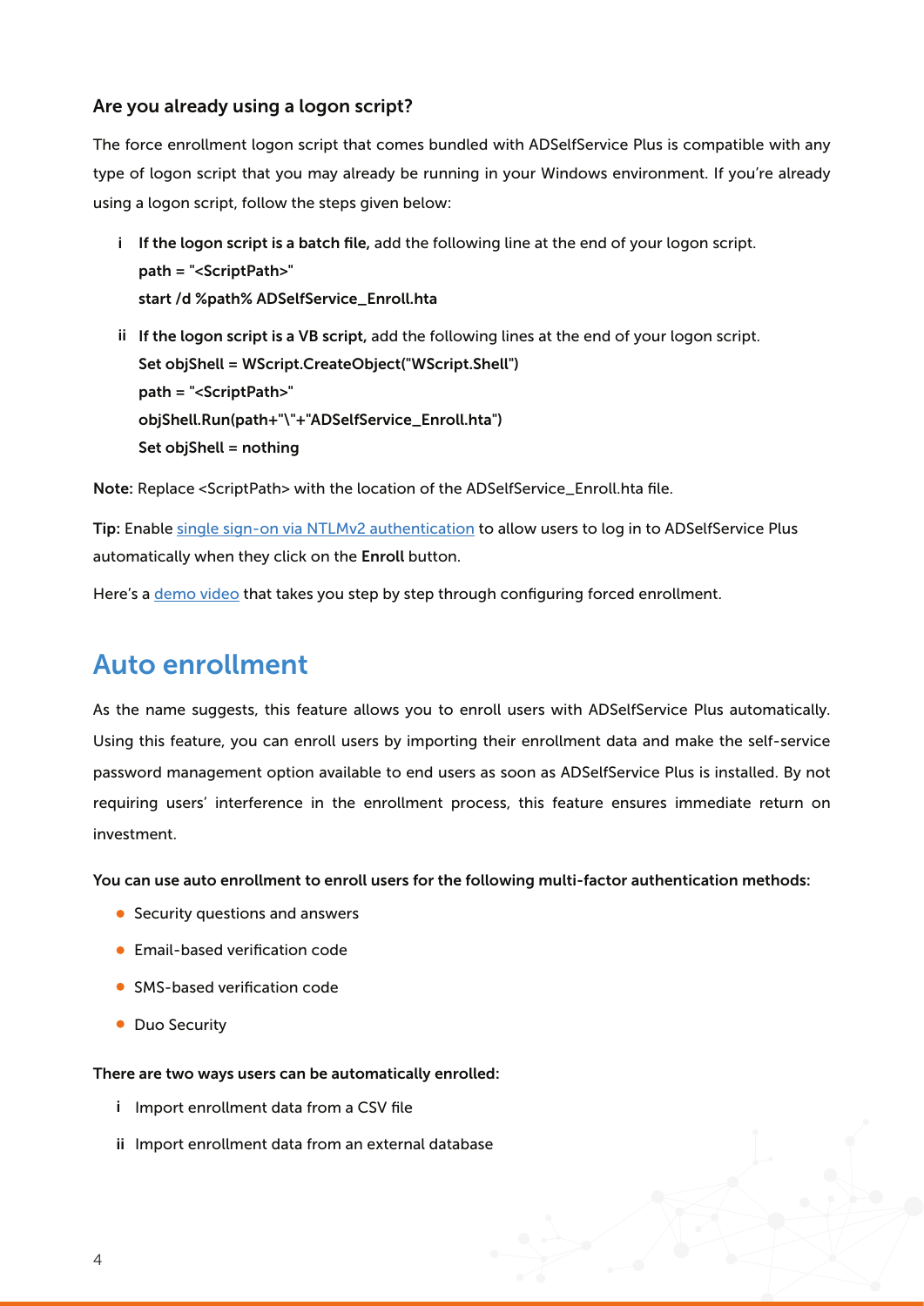### Are you already using a logon script?

The force enrollment logon script that comes bundled with ADSelfService Plus is compatible with any type of logon script that you may already be running in your Windows environment. If you're already using a logon script, follow the steps given below:

i **If the logon script is a batch file,** add the following line at the end of your logon script.

```
path = "<ScriptPath>"
start /d %path% ADSelfService_Enroll.hta
```

ii **If the logon script is a VB script,** add the following lines at the end of your logon script.

```
Set objShell = WScript.CreateObject("WScript.Shell")
path = "<ScriptPath>"
objShell.Run(path+"\"+"ADSelfService_Enroll.hta")
Set objShell = nothing
```

**Note:** Replace <ScriptPath> with the location of the ADSelfService_Enroll.hta file.

**Tip:** Enable single sign-on via NTLMv2 authentication to allow users to log in to ADSelfService Plus automatically when they click on the **Enroll** button.

Here's a demo video that takes you step by step through configuring forced enrollment.

## Auto enrollment

As the name suggests, this feature allows you to enroll users with ADSelfService Plus automatically. Using this feature, you can enroll users by importing their enrollment data and make the self-service password management option available to end users as soon as ADSelfService Plus is installed. By not requiring users' interference in the enrollment process, this feature ensures immediate return on investment.

**You can use auto enrollment to enroll users for the following multi-factor authentication methods:**

- Security questions and answers
- Email-based verification code
- SMS-based verification code
- Duo Security

**There are two ways users can be automatically enrolled:**

i Import enrollment data from a CSV file

ii Import enrollment data from an external database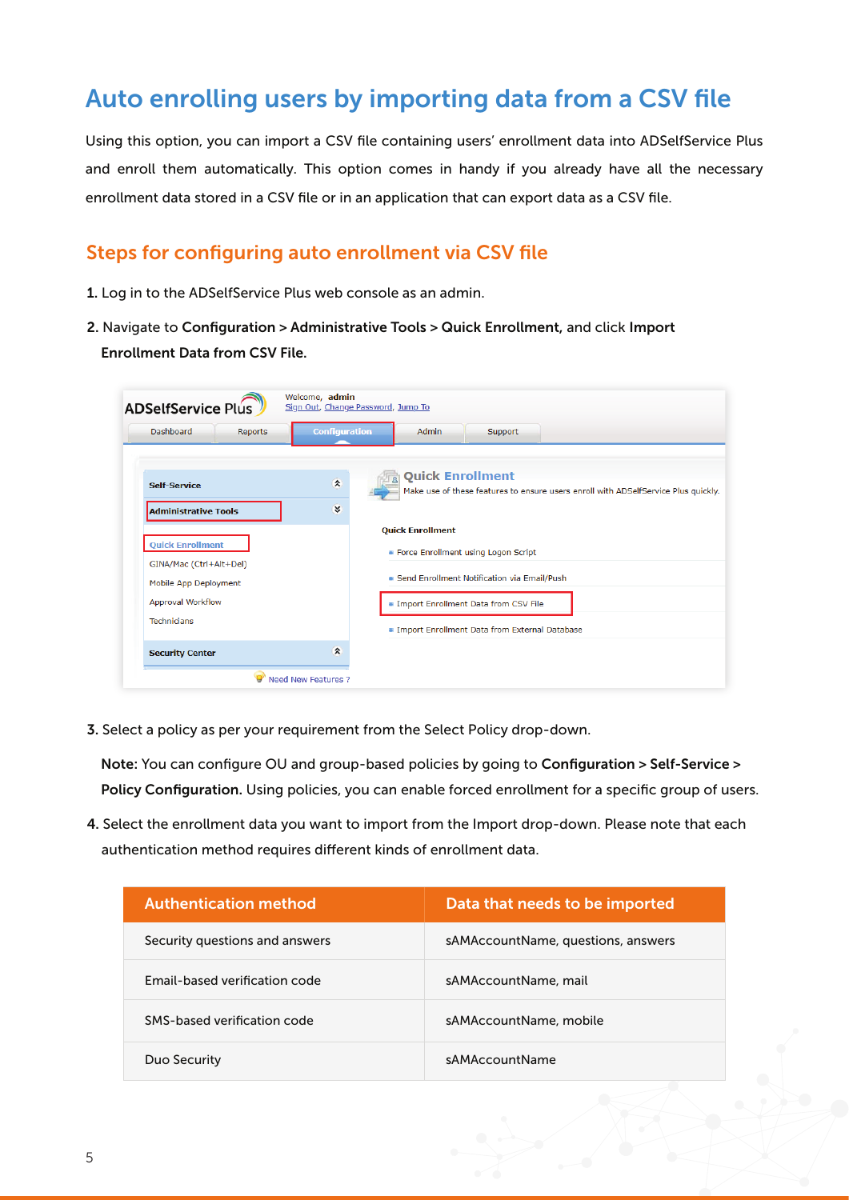# Auto enrolling users by importing data from a CSV file

Using this option, you can import a CSV file containing users' enrollment data into ADSelfService Plus and enroll them automatically. This option comes in handy if you already have all the necessary enrollment data stored in a CSV file or in an application that can export data as a CSV file.

## Steps for configuring auto enrollment via CSV file

1. Log in to the ADSelfService Plus web console as an admin.
2. Navigate to **Configuration** > **Administrative Tools** > **Quick Enrollment**, and click **Import Enrollment Data from CSV File.**
3. Select a policy as per your requirement from the Select Policy drop-down.

   **Note:** You can configure OU and group-based policies by going to **Configuration** > **Self-Service** > **Policy Configuration.** Using policies, you can enable forced enrollment for a specific group of users.
4. Select the enrollment data you want to import from the Import drop-down. Please note that each authentication method requires different kinds of enrollment data.

| Authentication method | Data that needs to be imported |
|---|---|
| Security questions and answers | sAMAccountName, questions, answers |
| Email-based verification code | sAMAccountName, mail |
| SMS-based verification code | sAMAccountName, mobile |
| Duo Security | sAMAccountName |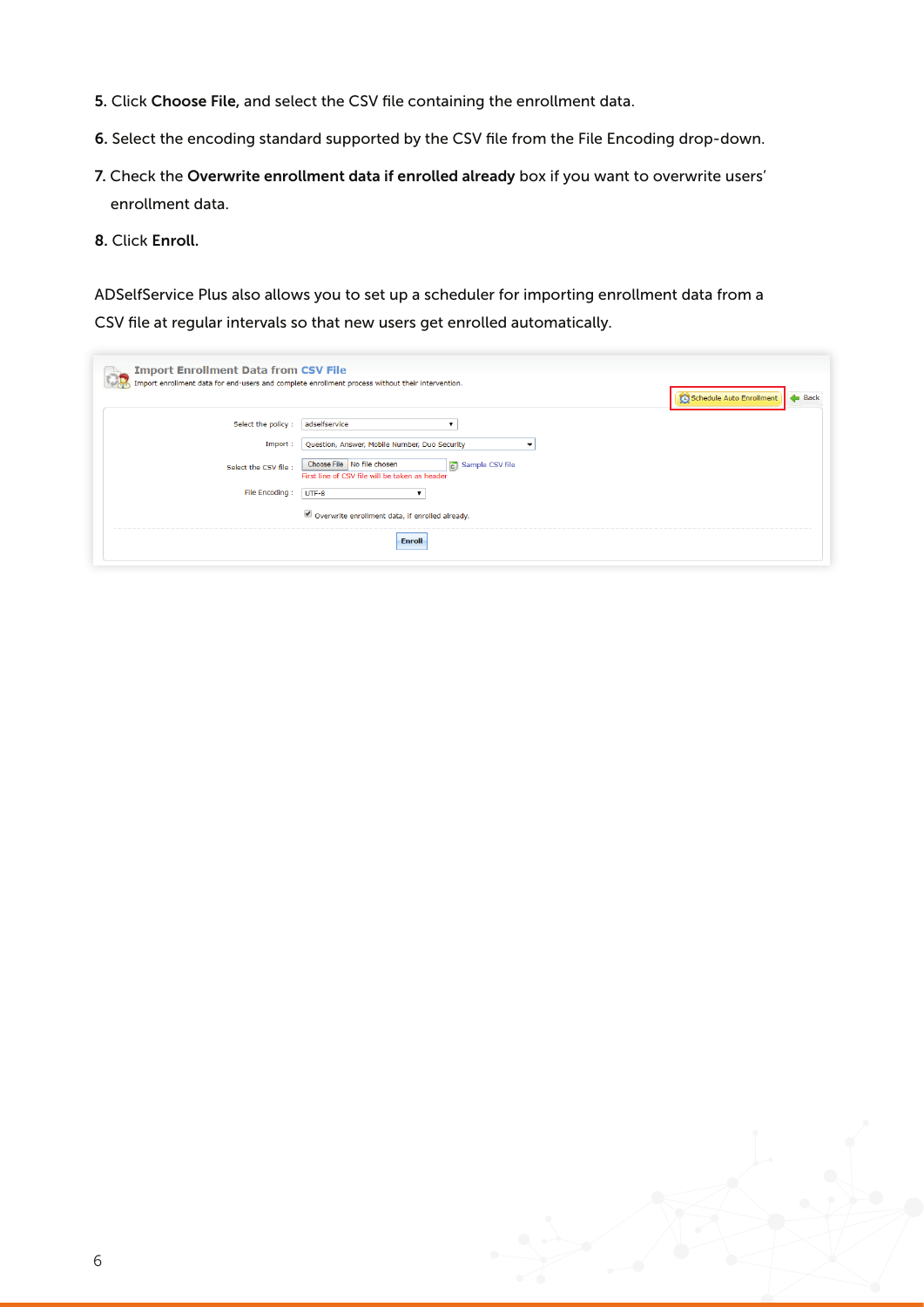5. Click **Choose File**, and select the CSV file containing the enrollment data.

6. Select the encoding standard supported by the CSV file from the File Encoding drop-down.

7. Check the **Overwrite enrollment data if enrolled already** box if you want to overwrite users' enrollment data.

8. Click **Enroll.**

ADSelfService Plus also allows you to set up a scheduler for importing enrollment data from a CSV file at regular intervals so that new users get enrolled automatically.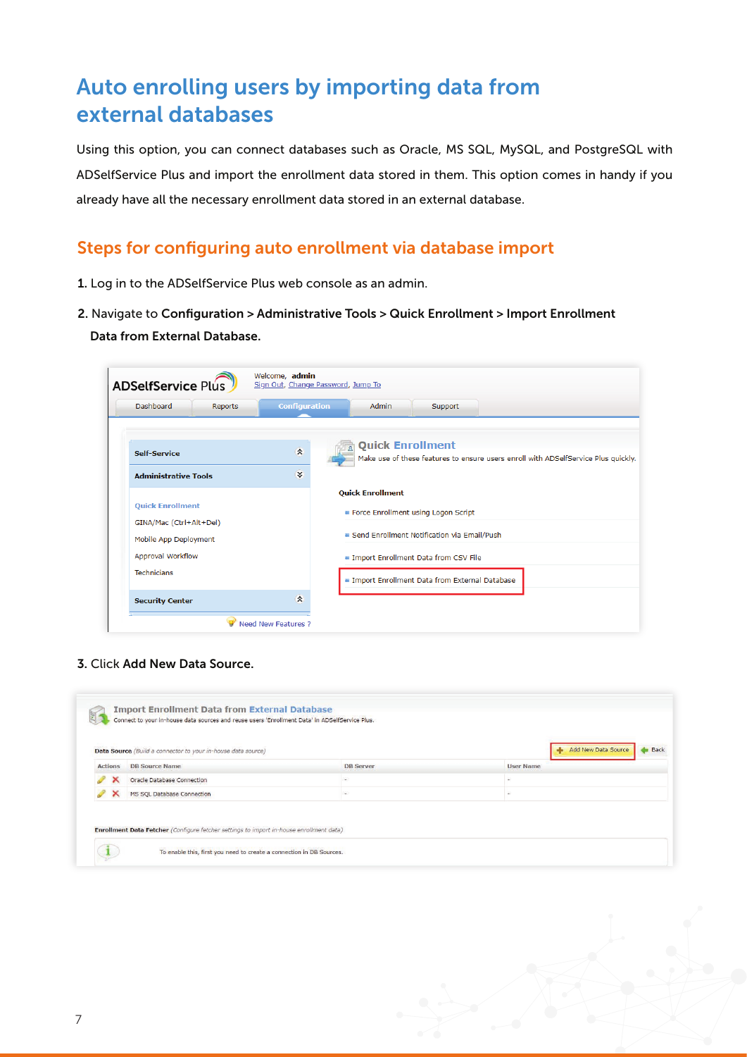# Auto enrolling users by importing data from external databases

Using this option, you can connect databases such as Oracle, MS SQL, MySQL, and PostgreSQL with ADSelfService Plus and import the enrollment data stored in them. This option comes in handy if you already have all the necessary enrollment data stored in an external database.

## Steps for configuring auto enrollment via database import

1. Log in to the ADSelfService Plus web console as an admin.
2. Navigate to **Configuration > Administrative Tools > Quick Enrollment > Import Enrollment Data from External Database.**
3. Click **Add New Data Source.**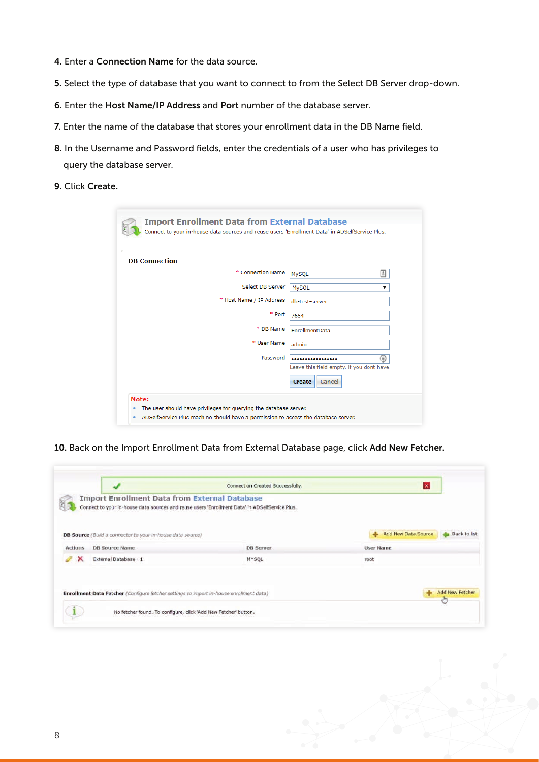4. Enter a **Connection Name** for the data source.

5. Select the type of database that you want to connect to from the Select DB Server drop-down.

6. Enter the **Host Name/IP Address** and **Port** number of the database server.

7. Enter the name of the database that stores your enrollment data in the DB Name field.

8. In the Username and Password fields, enter the credentials of a user who has privileges to query the database server.

9. Click **Create.**

10. Back on the Import Enrollment Data from External Database page, click **Add New Fetcher.**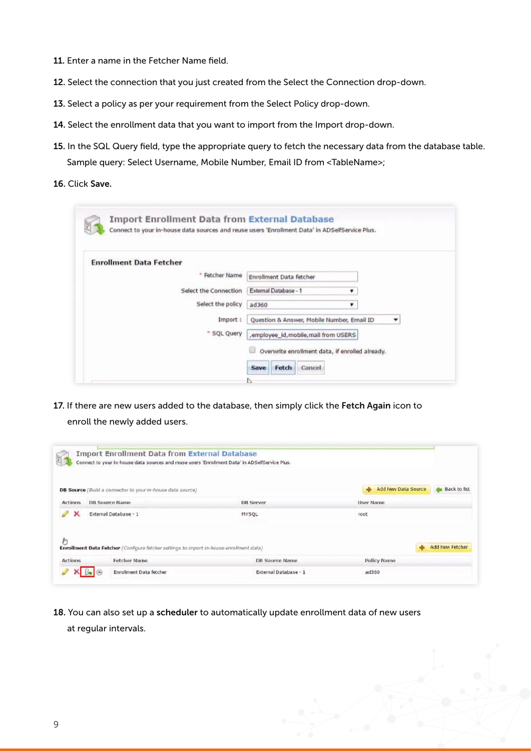11. Enter a name in the Fetcher Name field.

12. Select the connection that you just created from the Select the Connection drop-down.

13. Select a policy as per your requirement from the Select Policy drop-down.

14. Select the enrollment data that you want to import from the Import drop-down.

15. In the SQL Query field, type the appropriate query to fetch the necessary data from the database table.
    Sample query: Select Username, Mobile Number, Email ID from <TableName>;

16. Click **Save.**

17. If there are new users added to the database, then simply click the **Fetch Again** icon to enroll the newly added users.

18. You can also set up a **scheduler** to automatically update enrollment data of new users at regular intervals.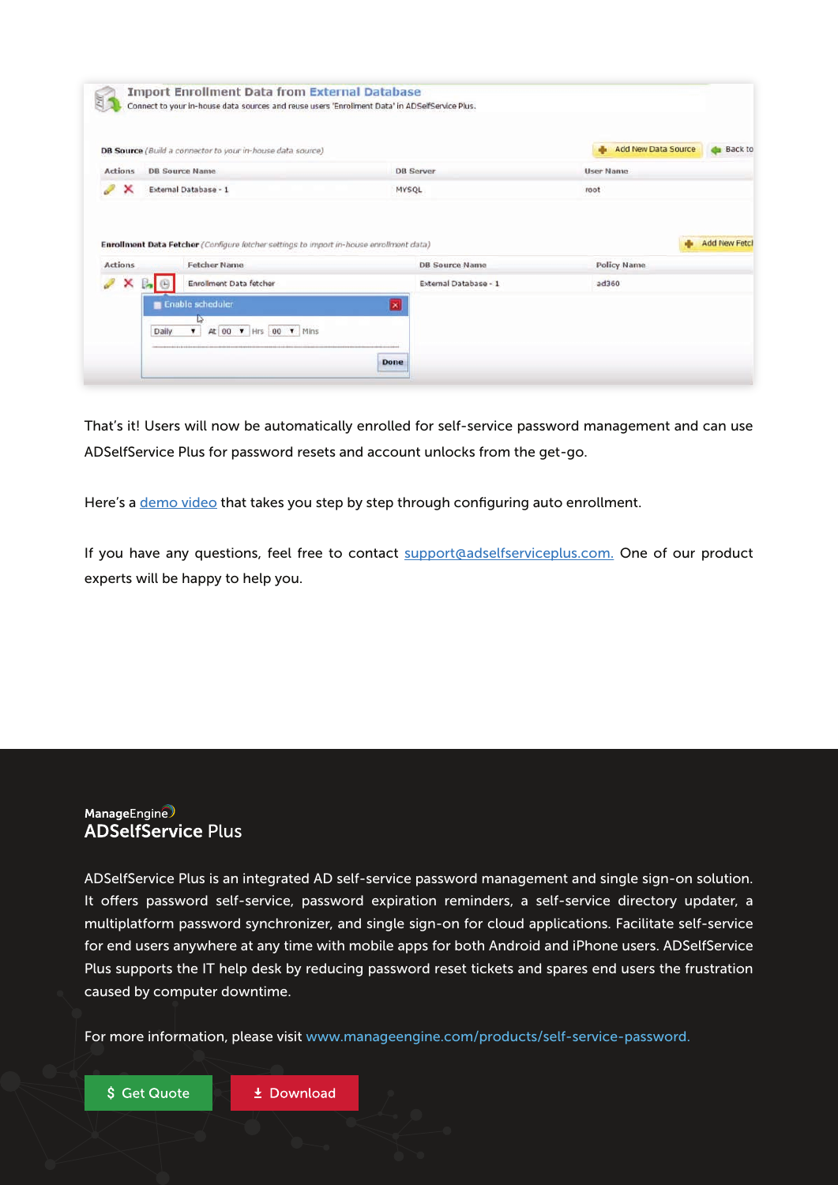That's it! Users will now be automatically enrolled for self-service password management and can use ADSelfService Plus for password resets and account unlocks from the get-go.

Here's a demo video that takes you step by step through configuring auto enrollment.

If you have any questions, feel free to contact support@adselfserviceplus.com. One of our product experts will be happy to help you.

ManageEngine

## ADSelfService Plus

ADSelfService Plus is an integrated AD self-service password management and single sign-on solution. It offers password self-service, password expiration reminders, a self-service directory updater, a multiplatform password synchronizer, and single sign-on for cloud applications. Facilitate self-service for end users anywhere at any time with mobile apps for both Android and iPhone users. ADSelfService Plus supports the IT help desk by reducing password reset tickets and spares end users the frustration caused by computer downtime.

For more information, please visit www.manageengine.com/products/self-service-password.

$ Get Quote

Download